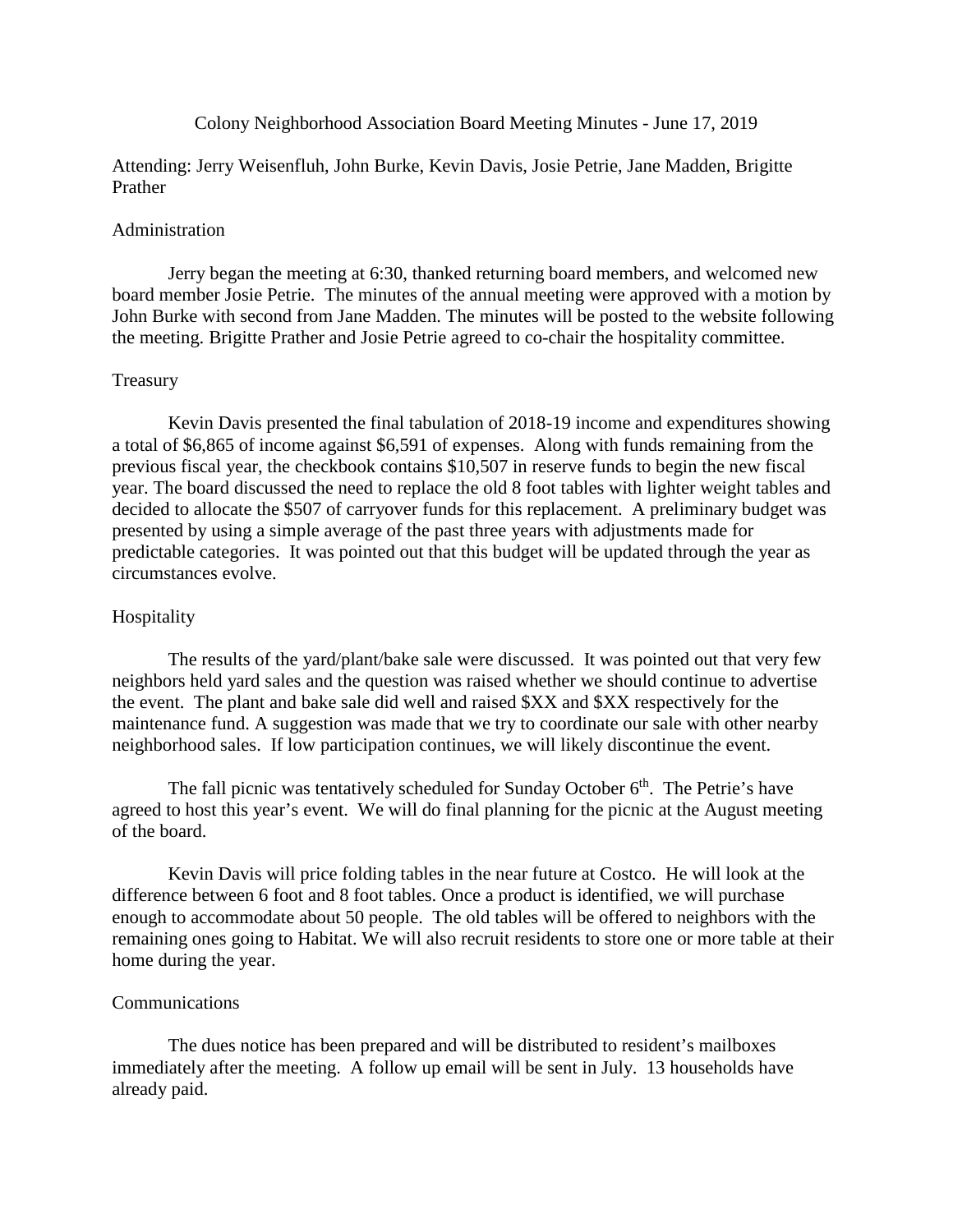# Colony Neighborhood Association Board Meeting Minutes - June 17, 2019

Attending: Jerry Weisenfluh, John Burke, Kevin Davis, Josie Petrie, Jane Madden, Brigitte Prather

## Administration

Jerry began the meeting at 6:30, thanked returning board members, and welcomed new board member Josie Petrie. The minutes of the annual meeting were approved with a motion by John Burke with second from Jane Madden. The minutes will be posted to the website following the meeting. Brigitte Prather and Josie Petrie agreed to co-chair the hospitality committee.

## Treasury

Kevin Davis presented the final tabulation of 2018-19 income and expenditures showing a total of $6,865 of income against $6,591 of expenses. Along with funds remaining from the previous fiscal year, the checkbook contains $10,507 in reserve funds to begin the new fiscal year. The board discussed the need to replace the old 8 foot tables with lighter weight tables and decided to allocate the $507 of carryover funds for this replacement. A preliminary budget was presented by using a simple average of the past three years with adjustments made for predictable categories. It was pointed out that this budget will be updated through the year as circumstances evolve.

## Hospitality

The results of the yard/plant/bake sale were discussed. It was pointed out that very few neighbors held yard sales and the question was raised whether we should continue to advertise the event. The plant and bake sale did well and raised $XX and $XX respectively for the maintenance fund. A suggestion was made that we try to coordinate our sale with other nearby neighborhood sales. If low participation continues, we will likely discontinue the event.

The fall picnic was tentatively scheduled for Sunday October 6th. The Petrie's have agreed to host this year's event. We will do final planning for the picnic at the August meeting of the board.

Kevin Davis will price folding tables in the near future at Costco. He will look at the difference between 6 foot and 8 foot tables. Once a product is identified, we will purchase enough to accommodate about 50 people. The old tables will be offered to neighbors with the remaining ones going to Habitat. We will also recruit residents to store one or more table at their home during the year.

## Communications

The dues notice has been prepared and will be distributed to resident's mailboxes immediately after the meeting. A follow up email will be sent in July. 13 households have already paid.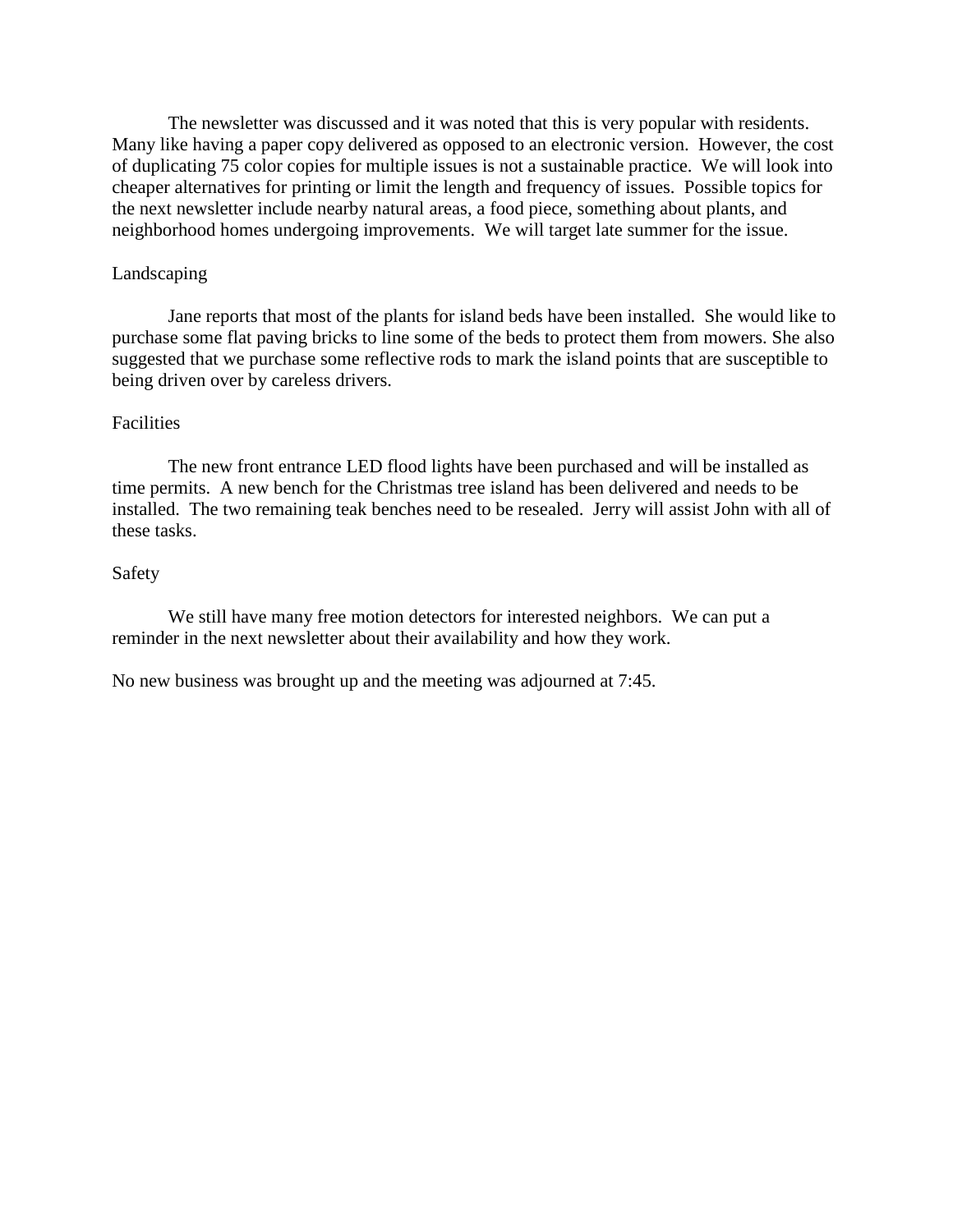The newsletter was discussed and it was noted that this is very popular with residents. Many like having a paper copy delivered as opposed to an electronic version. However, the cost of duplicating 75 color copies for multiple issues is not a sustainable practice. We will look into cheaper alternatives for printing or limit the length and frequency of issues. Possible topics for the next newsletter include nearby natural areas, a food piece, something about plants, and neighborhood homes undergoing improvements. We will target late summer for the issue.

## Landscaping

Jane reports that most of the plants for island beds have been installed. She would like to purchase some flat paving bricks to line some of the beds to protect them from mowers. She also suggested that we purchase some reflective rods to mark the island points that are susceptible to being driven over by careless drivers.

## Facilities

The new front entrance LED flood lights have been purchased and will be installed as time permits. A new bench for the Christmas tree island has been delivered and needs to be installed. The two remaining teak benches need to be resealed. Jerry will assist John with all of these tasks.

## Safety

We still have many free motion detectors for interested neighbors. We can put a reminder in the next newsletter about their availability and how they work.

No new business was brought up and the meeting was adjourned at 7:45.